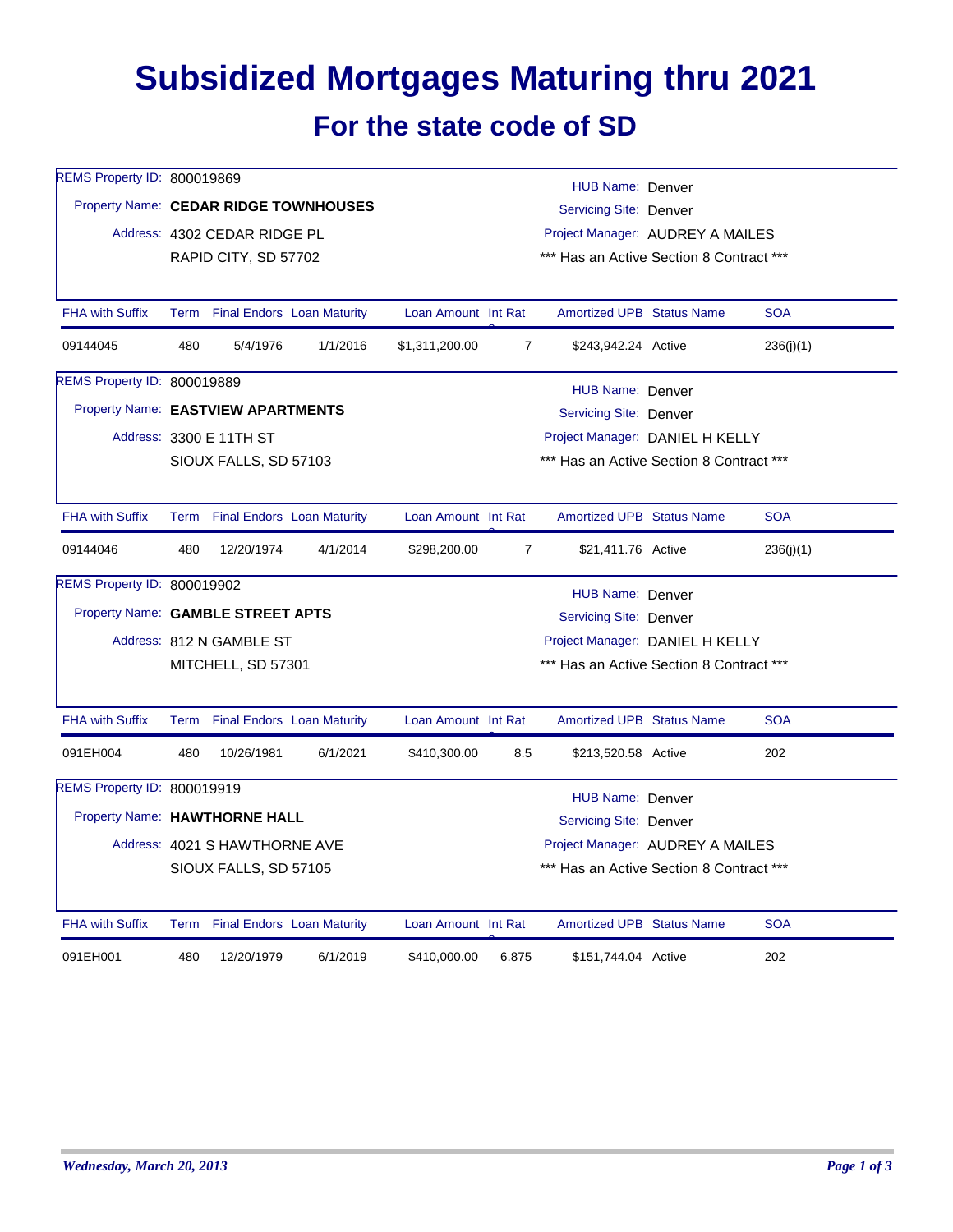# Subsidized Mortgages Maturing thru 2021

## For the state code of SD

REMS Property ID: 800019869
Property Name: **CEDAR RIDGE TOWNHOUSES**
Address: 4302 CEDAR RIDGE PL
RAPID CITY, SD 57702

HUB Name: Denver
Servicing Site: Denver
Project Manager: AUDREY A MAILES
*** Has an Active Section 8 Contract ***

| FHA with Suffix | Term | Final Endors | Loan Maturity | Loan Amount | Int Rate | Amortized UPB | Status Name | SOA |
|---|---|---|---|---|---|---|---|---|
| 09144045 | 480 | 5/4/1976 | 1/1/2016 | $1,311,200.00 | 7 | $243,942.24 | Active | 236(j)(1) |

REMS Property ID: 800019889
Property Name: **EASTVIEW APARTMENTS**
Address: 3300 E 11TH ST
SIOUX FALLS, SD 57103

HUB Name: Denver
Servicing Site: Denver
Project Manager: DANIEL H KELLY
*** Has an Active Section 8 Contract ***

| FHA with Suffix | Term | Final Endors | Loan Maturity | Loan Amount | Int Rate | Amortized UPB | Status Name | SOA |
|---|---|---|---|---|---|---|---|---|
| 09144046 | 480 | 12/20/1974 | 4/1/2014 | $298,200.00 | 7 | $21,411.76 | Active | 236(j)(1) |

REMS Property ID: 800019902
Property Name: **GAMBLE STREET APTS**
Address: 812 N GAMBLE ST
MITCHELL, SD 57301

HUB Name: Denver
Servicing Site: Denver
Project Manager: DANIEL H KELLY
*** Has an Active Section 8 Contract ***

| FHA with Suffix | Term | Final Endors | Loan Maturity | Loan Amount | Int Rate | Amortized UPB | Status Name | SOA |
|---|---|---|---|---|---|---|---|---|
| 091EH004 | 480 | 10/26/1981 | 6/1/2021 | $410,300.00 | 8.5 | $213,520.58 | Active | 202 |

REMS Property ID: 800019919
Property Name: **HAWTHORNE HALL**
Address: 4021 S HAWTHORNE AVE
SIOUX FALLS, SD 57105

HUB Name: Denver
Servicing Site: Denver
Project Manager: AUDREY A MAILES
*** Has an Active Section 8 Contract ***

| FHA with Suffix | Term | Final Endors | Loan Maturity | Loan Amount | Int Rate | Amortized UPB | Status Name | SOA |
|---|---|---|---|---|---|---|---|---|
| 091EH001 | 480 | 12/20/1979 | 6/1/2019 | $410,000.00 | 6.875 | $151,744.04 | Active | 202 |

*Wednesday, March 20, 2013*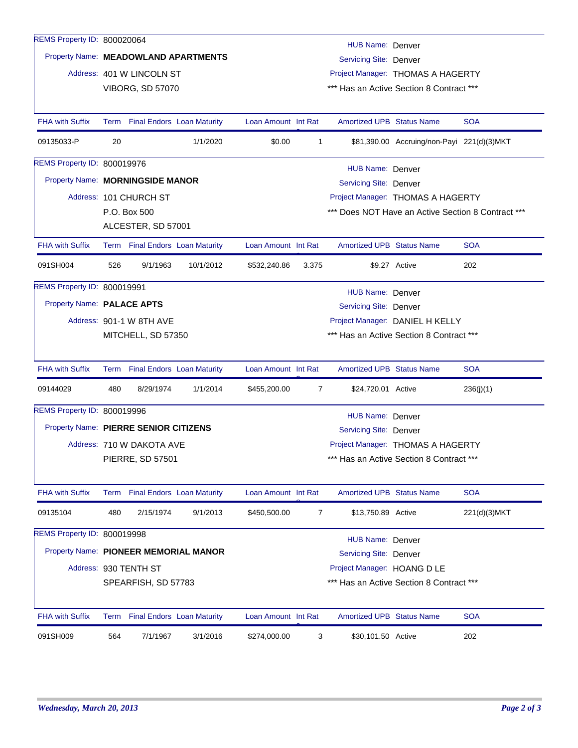REMS Property ID: 800020064

Property Name: **MEADOWLAND APARTMENTS**

Address: 401 W LINCOLN ST
VIBORG, SD 57070

HUB Name: Denver
Servicing Site: Denver
Project Manager: THOMAS A HAGERTY
*** Has an Active Section 8 Contract ***

| FHA with Suffix | Term | Final Endors | Loan Maturity | Loan Amount | Int Rate | Amortized UPB | Status Name | SOA |
|---|---|---|---|---|---|---|---|---|
| 09135033-P | 20 | | 1/1/2020 | $0.00 | 1 | $81,390.00 | Accruing/non-Payi | 221(d)(3)MKT |

REMS Property ID: 800019976

Property Name: **MORNINGSIDE MANOR**

Address: 101 CHURCH ST
P.O. Box 500
ALCESTER, SD 57001

HUB Name: Denver
Servicing Site: Denver
Project Manager: THOMAS A HAGERTY
*** Does NOT Have an Active Section 8 Contract ***

| FHA with Suffix | Term | Final Endors | Loan Maturity | Loan Amount | Int Rate | Amortized UPB | Status Name | SOA |
|---|---|---|---|---|---|---|---|---|
| 091SH004 | 526 | 9/1/1963 | 10/1/2012 | $532,240.86 | 3.375 | $9.27 | Active | 202 |

REMS Property ID: 800019991

Property Name: **PALACE APTS**

Address: 901-1 W 8TH AVE
MITCHELL, SD 57350

HUB Name: Denver
Servicing Site: Denver
Project Manager: DANIEL H KELLY
*** Has an Active Section 8 Contract ***

| FHA with Suffix | Term | Final Endors | Loan Maturity | Loan Amount | Int Rate | Amortized UPB | Status Name | SOA |
|---|---|---|---|---|---|---|---|---|
| 09144029 | 480 | 8/29/1974 | 1/1/2014 | $455,200.00 | 7 | $24,720.01 | Active | 236(j)(1) |

REMS Property ID: 800019996

Property Name: **PIERRE SENIOR CITIZENS**

Address: 710 W DAKOTA AVE
PIERRE, SD 57501

HUB Name: Denver
Servicing Site: Denver
Project Manager: THOMAS A HAGERTY
*** Has an Active Section 8 Contract ***

| FHA with Suffix | Term | Final Endors | Loan Maturity | Loan Amount | Int Rate | Amortized UPB | Status Name | SOA |
|---|---|---|---|---|---|---|---|---|
| 09135104 | 480 | 2/15/1974 | 9/1/2013 | $450,500.00 | 7 | $13,750.89 | Active | 221(d)(3)MKT |

REMS Property ID: 800019998

Property Name: **PIONEER MEMORIAL MANOR**

Address: 930 TENTH ST
SPEARFISH, SD 57783

HUB Name: Denver
Servicing Site: Denver
Project Manager: HOANG D LE
*** Has an Active Section 8 Contract ***

| FHA with Suffix | Term | Final Endors | Loan Maturity | Loan Amount | Int Rate | Amortized UPB | Status Name | SOA |
|---|---|---|---|---|---|---|---|---|
| 091SH009 | 564 | 7/1/1967 | 3/1/2016 | $274,000.00 | 3 | $30,101.50 | Active | 202 |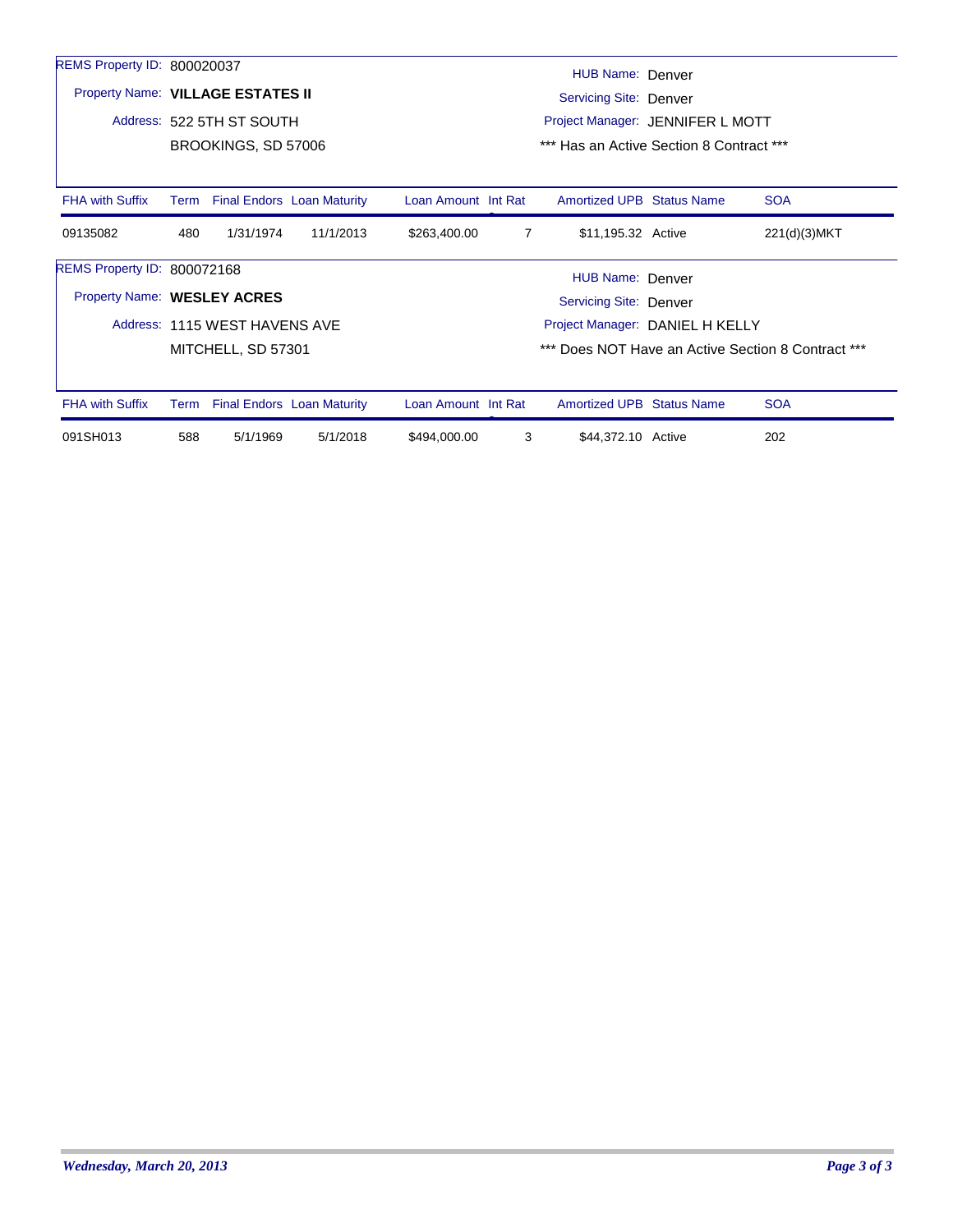REMS Property ID: 800020037

Property Name: **VILLAGE ESTATES II**

Address: 522 5TH ST SOUTH
BROOKINGS, SD 57006

HUB Name: Denver
Servicing Site: Denver
Project Manager: JENNIFER L MOTT
*** Has an Active Section 8 Contract ***

| FHA with Suffix | Term | Final Endors | Loan Maturity | Loan Amount | Int Rate | Amortized UPB | Status Name | SOA |
|---|---|---|---|---|---|---|---|---|
| 09135082 | 480 | 1/31/1974 | 11/1/2013 | $263,400.00 | 7 | $11,195.32 | Active | 221(d)(3)MKT |

REMS Property ID: 800072168

Property Name: **WESLEY ACRES**

Address: 1115 WEST HAVENS AVE
MITCHELL, SD 57301

HUB Name: Denver
Servicing Site: Denver
Project Manager: DANIEL H KELLY
*** Does NOT Have an Active Section 8 Contract ***

| FHA with Suffix | Term | Final Endors | Loan Maturity | Loan Amount | Int Rate | Amortized UPB | Status Name | SOA |
|---|---|---|---|---|---|---|---|---|
| 091SH013 | 588 | 5/1/1969 | 5/1/2018 | $494,000.00 | 3 | $44,372.10 | Active | 202 |

*Wednesday, March 20, 2013*